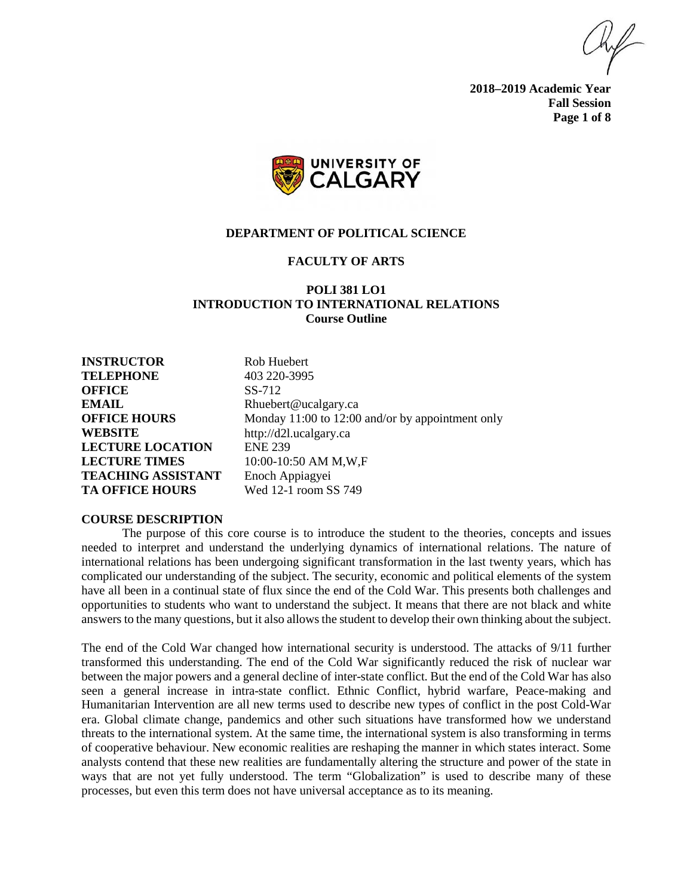**2018–2019 Academic Year**
**Fall Session**

UNIVERSITY OF CALGARY

## DEPARTMENT OF POLITICAL SCIENCE

## FACULTY OF ARTS

# POLI 381 LO1
# INTRODUCTION TO INTERNATIONAL RELATIONS
## Course Outline

| | |
|---|---|
| **INSTRUCTOR** | Rob Huebert |
| **TELEPHONE** | 403 220-3995 |
| **OFFICE** | SS-712 |
| **EMAIL** | Rhuebert@ucalgary.ca |
| **OFFICE HOURS** | Monday 11:00 to 12:00 and/or by appointment only |
| **WEBSITE** | http://d2l.ucalgary.ca |
| **LECTURE LOCATION** | ENE 239 |
| **LECTURE TIMES** | 10:00-10:50 AM M,W,F |
| **TEACHING ASSISTANT** | Enoch Appiagyei |
| **TA OFFICE HOURS** | Wed 12-1 room SS 749 |

### COURSE DESCRIPTION

The purpose of this core course is to introduce the student to the theories, concepts and issues needed to interpret and understand the underlying dynamics of international relations. The nature of international relations has been undergoing significant transformation in the last twenty years, which has complicated our understanding of the subject. The security, economic and political elements of the system have all been in a continual state of flux since the end of the Cold War. This presents both challenges and opportunities to students who want to understand the subject. It means that there are not black and white answers to the many questions, but it also allows the student to develop their own thinking about the subject.

The end of the Cold War changed how international security is understood. The attacks of 9/11 further transformed this understanding. The end of the Cold War significantly reduced the risk of nuclear war between the major powers and a general decline of inter-state conflict. But the end of the Cold War has also seen a general increase in intra-state conflict. Ethnic Conflict, hybrid warfare, Peace-making and Humanitarian Intervention are all new terms used to describe new types of conflict in the post Cold-War era. Global climate change, pandemics and other such situations have transformed how we understand threats to the international system. At the same time, the international system is also transforming in terms of cooperative behaviour. New economic realities are reshaping the manner in which states interact. Some analysts contend that these new realities are fundamentally altering the structure and power of the state in ways that are not yet fully understood. The term "Globalization" is used to describe many of these processes, but even this term does not have universal acceptance as to its meaning.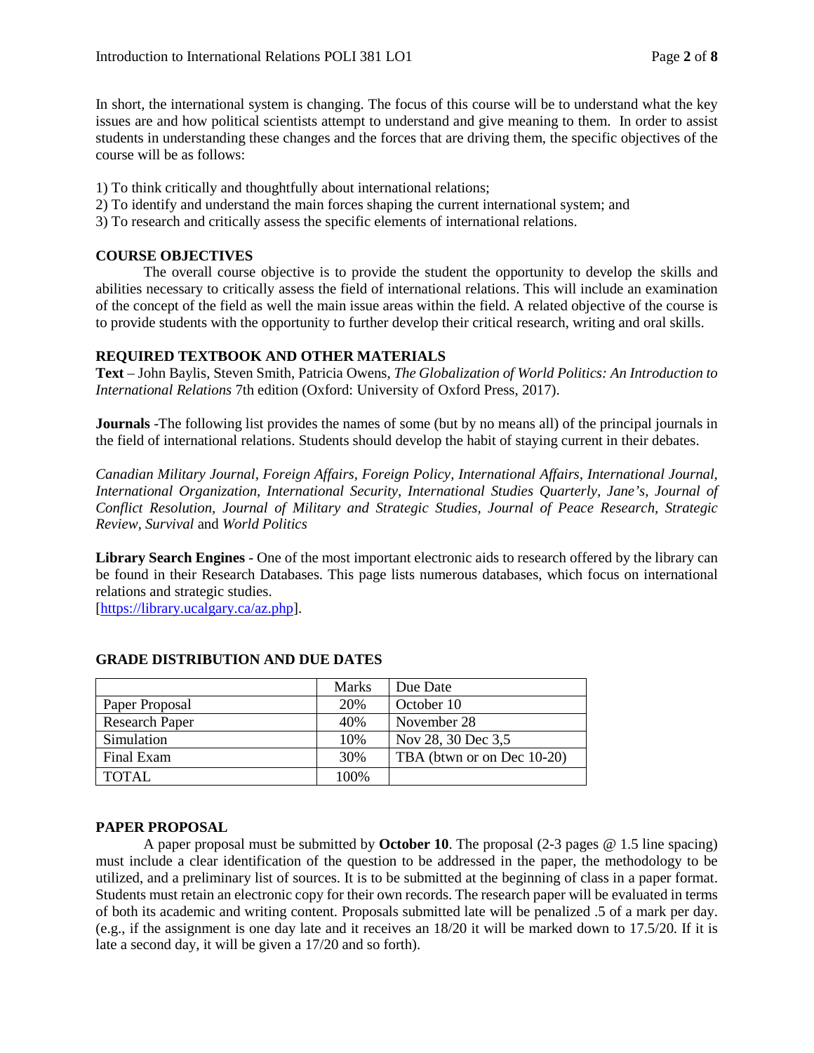In short, the international system is changing. The focus of this course will be to understand what the key issues are and how political scientists attempt to understand and give meaning to them. In order to assist students in understanding these changes and the forces that are driving them, the specific objectives of the course will be as follows:

1) To think critically and thoughtfully about international relations;
2) To identify and understand the main forces shaping the current international system; and
3) To research and critically assess the specific elements of international relations.

## COURSE OBJECTIVES

The overall course objective is to provide the student the opportunity to develop the skills and abilities necessary to critically assess the field of international relations. This will include an examination of the concept of the field as well the main issue areas within the field. A related objective of the course is to provide students with the opportunity to further develop their critical research, writing and oral skills.

## REQUIRED TEXTBOOK AND OTHER MATERIALS

**Text** – John Baylis, Steven Smith, Patricia Owens, *The Globalization of World Politics: An Introduction to International Relations* 7th edition (Oxford: University of Oxford Press, 2017).

**Journals** -The following list provides the names of some (but by no means all) of the principal journals in the field of international relations. Students should develop the habit of staying current in their debates.

*Canadian Military Journal, Foreign Affairs, Foreign Policy, International Affairs, International Journal, International Organization, International Security, International Studies Quarterly, Jane's, Journal of Conflict Resolution, Journal of Military and Strategic Studies, Journal of Peace Research, Strategic Review, Survival* and *World Politics*

**Library Search Engines** - One of the most important electronic aids to research offered by the library can be found in their Research Databases. This page lists numerous databases, which focus on international relations and strategic studies.
[https://library.ucalgary.ca/az.php].

## GRADE DISTRIBUTION AND DUE DATES

| | Marks | Due Date |
|---|---|---|
| Paper Proposal | 20% | October 10 |
| Research Paper | 40% | November 28 |
| Simulation | 10% | Nov 28, 30 Dec 3,5 |
| Final Exam | 30% | TBA (btwn or on Dec 10-20) |
| TOTAL | 100% | |

## PAPER PROPOSAL

A paper proposal must be submitted by **October 10**. The proposal (2-3 pages @ 1.5 line spacing) must include a clear identification of the question to be addressed in the paper, the methodology to be utilized, and a preliminary list of sources. It is to be submitted at the beginning of class in a paper format. Students must retain an electronic copy for their own records. The research paper will be evaluated in terms of both its academic and writing content. Proposals submitted late will be penalized .5 of a mark per day. (e.g., if the assignment is one day late and it receives an 18/20 it will be marked down to 17.5/20. If it is late a second day, it will be given a 17/20 and so forth).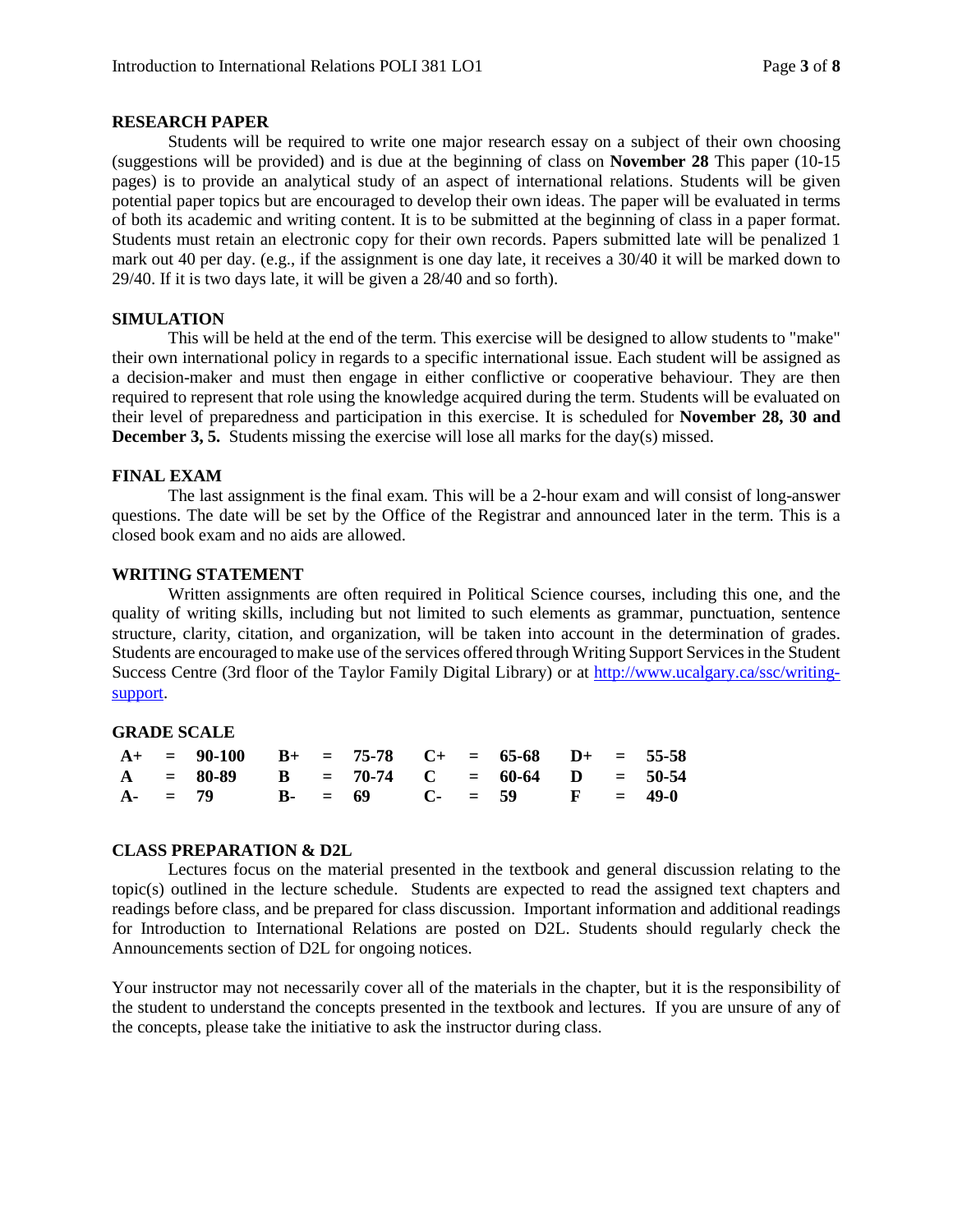## RESEARCH PAPER

Students will be required to write one major research essay on a subject of their own choosing (suggestions will be provided) and is due at the beginning of class on **November 28** This paper (10-15 pages) is to provide an analytical study of an aspect of international relations. Students will be given potential paper topics but are encouraged to develop their own ideas. The paper will be evaluated in terms of both its academic and writing content. It is to be submitted at the beginning of class in a paper format. Students must retain an electronic copy for their own records. Papers submitted late will be penalized 1 mark out 40 per day. (e.g., if the assignment is one day late, it receives a 30/40 it will be marked down to 29/40. If it is two days late, it will be given a 28/40 and so forth).

## SIMULATION

This will be held at the end of the term. This exercise will be designed to allow students to "make" their own international policy in regards to a specific international issue. Each student will be assigned as a decision-maker and must then engage in either conflictive or cooperative behaviour. They are then required to represent that role using the knowledge acquired during the term. Students will be evaluated on their level of preparedness and participation in this exercise. It is scheduled for **November 28, 30 and December 3, 5.** Students missing the exercise will lose all marks for the day(s) missed.

## FINAL EXAM

The last assignment is the final exam. This will be a 2-hour exam and will consist of long-answer questions. The date will be set by the Office of the Registrar and announced later in the term. This is a closed book exam and no aids are allowed.

## WRITING STATEMENT

Written assignments are often required in Political Science courses, including this one, and the quality of writing skills, including but not limited to such elements as grammar, punctuation, sentence structure, clarity, citation, and organization, will be taken into account in the determination of grades. Students are encouraged to make use of the services offered through Writing Support Services in the Student Success Centre (3rd floor of the Taylor Family Digital Library) or at http://www.ucalgary.ca/ssc/writing-support.

## GRADE SCALE

| | | | | | | | | | | | |
|---|---|---|---|---|---|---|---|---|---|---|---|
| **A+** | **=** | **90-100** | **B+** | **=** | **75-78** | **C+** | **=** | **65-68** | **D+** | **=** | **55-58** |
| **A** | **=** | **80-89** | **B** | **=** | **70-74** | **C** | **=** | **60-64** | **D** | **=** | **50-54** |
| **A-** | **=** | **79** | **B-** | **=** | **69** | **C-** | **=** | **59** | **F** | **=** | **49-0** |

## CLASS PREPARATION & D2L

Lectures focus on the material presented in the textbook and general discussion relating to the topic(s) outlined in the lecture schedule. Students are expected to read the assigned text chapters and readings before class, and be prepared for class discussion. Important information and additional readings for Introduction to International Relations are posted on D2L. Students should regularly check the Announcements section of D2L for ongoing notices.

Your instructor may not necessarily cover all of the materials in the chapter, but it is the responsibility of the student to understand the concepts presented in the textbook and lectures. If you are unsure of any of the concepts, please take the initiative to ask the instructor during class.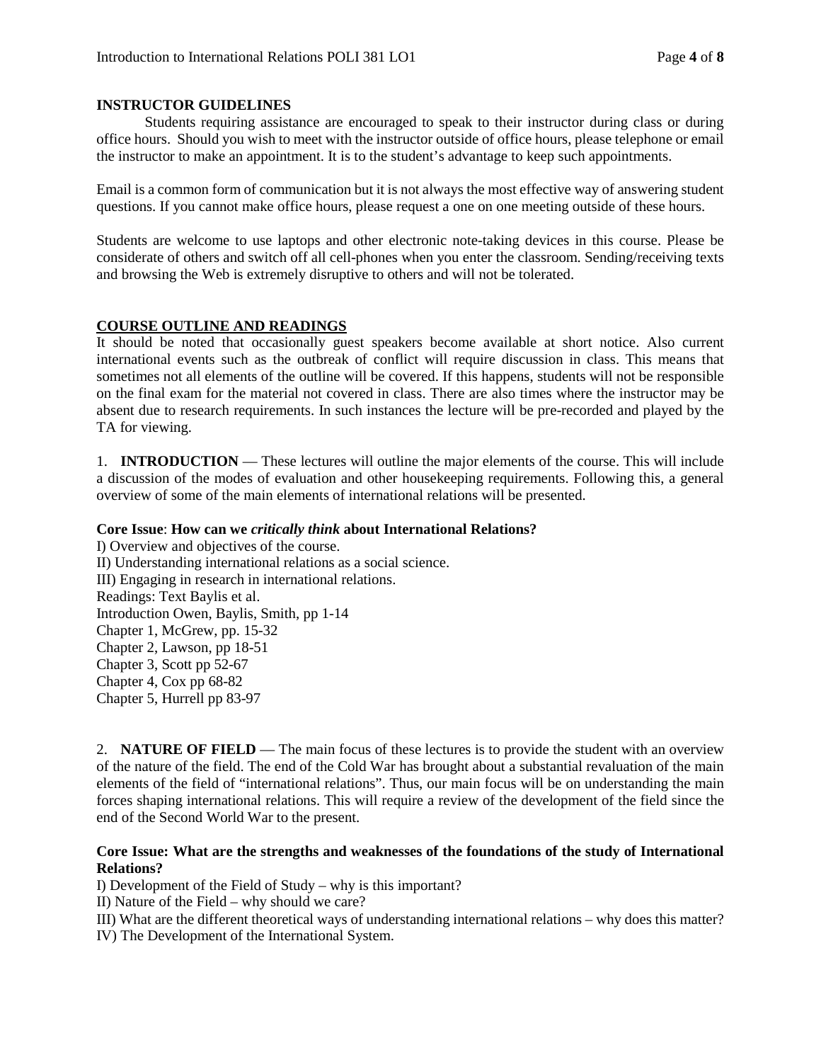**INSTRUCTOR GUIDELINES**

Students requiring assistance are encouraged to speak to their instructor during class or during office hours. Should you wish to meet with the instructor outside of office hours, please telephone or email the instructor to make an appointment. It is to the student's advantage to keep such appointments.

Email is a common form of communication but it is not always the most effective way of answering student questions. If you cannot make office hours, please request a one on one meeting outside of these hours.

Students are welcome to use laptops and other electronic note-taking devices in this course. Please be considerate of others and switch off all cell-phones when you enter the classroom. Sending/receiving texts and browsing the Web is extremely disruptive to others and will not be tolerated.

## COURSE OUTLINE AND READINGS

It should be noted that occasionally guest speakers become available at short notice. Also current international events such as the outbreak of conflict will require discussion in class. This means that sometimes not all elements of the outline will be covered. If this happens, students will not be responsible on the final exam for the material not covered in class. There are also times where the instructor may be absent due to research requirements. In such instances the lecture will be pre-recorded and played by the TA for viewing.

1. **INTRODUCTION** — These lectures will outline the major elements of the course. This will include a discussion of the modes of evaluation and other housekeeping requirements. Following this, a general overview of some of the main elements of international relations will be presented.

**Core Issue**: **How can we *critically think* about International Relations?**

I) Overview and objectives of the course.
II) Understanding international relations as a social science.
III) Engaging in research in international relations.
Readings: Text Baylis et al.
Introduction Owen, Baylis, Smith, pp 1-14
Chapter 1, McGrew, pp. 15-32
Chapter 2, Lawson, pp 18-51
Chapter 3, Scott pp 52-67
Chapter 4, Cox pp 68-82
Chapter 5, Hurrell pp 83-97

2. **NATURE OF FIELD** — The main focus of these lectures is to provide the student with an overview of the nature of the field. The end of the Cold War has brought about a substantial revaluation of the main elements of the field of "international relations". Thus, our main focus will be on understanding the main forces shaping international relations. This will require a review of the development of the field since the end of the Second World War to the present.

**Core Issue: What are the strengths and weaknesses of the foundations of the study of International Relations?**

I) Development of the Field of Study – why is this important?
II) Nature of the Field – why should we care?
III) What are the different theoretical ways of understanding international relations – why does this matter?
IV) The Development of the International System.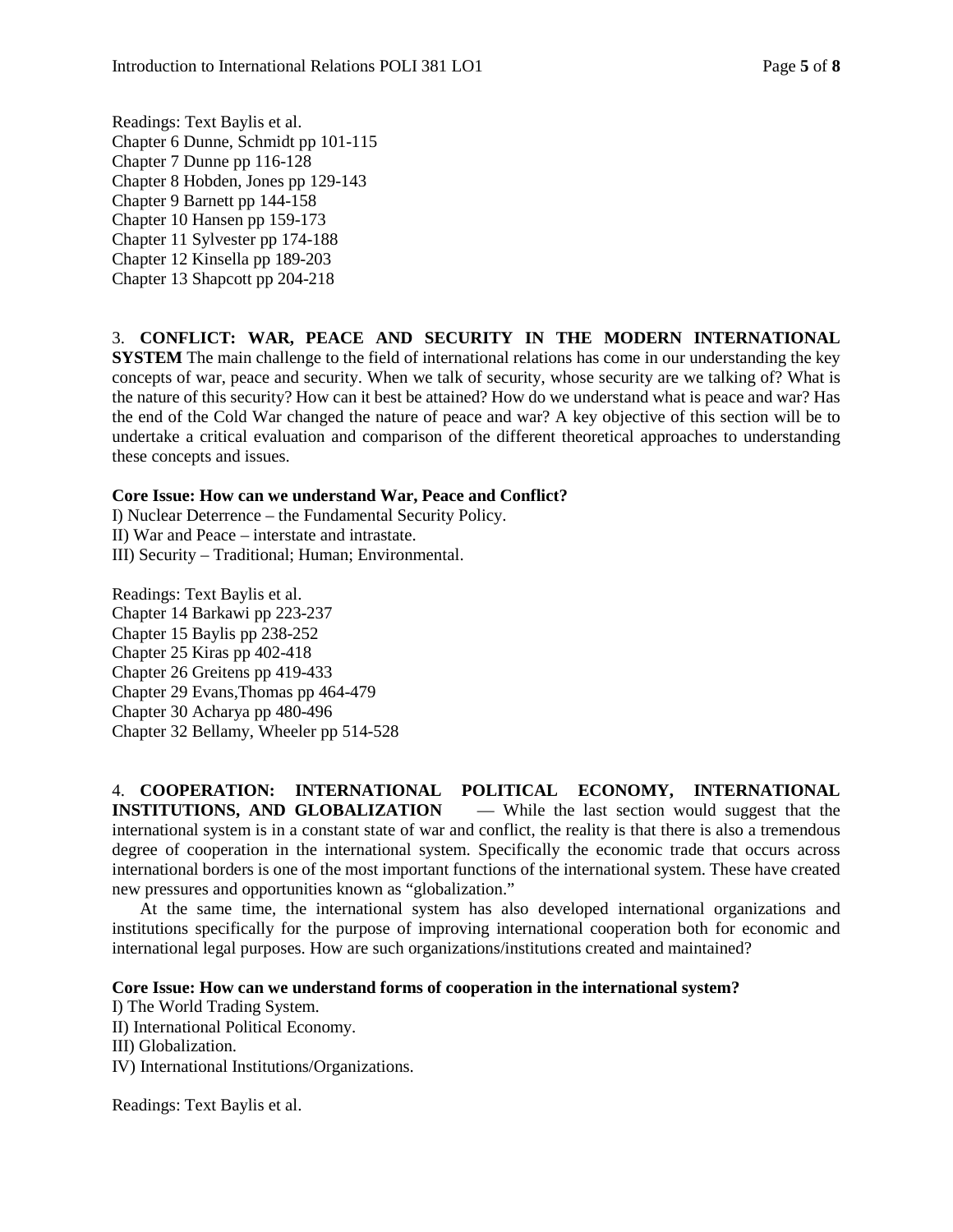Readings: Text Baylis et al.
Chapter 6 Dunne, Schmidt pp 101-115
Chapter 7 Dunne pp 116-128
Chapter 8 Hobden, Jones pp 129-143
Chapter 9 Barnett pp 144-158
Chapter 10 Hansen pp 159-173
Chapter 11 Sylvester pp 174-188
Chapter 12 Kinsella pp 189-203
Chapter 13 Shapcott pp 204-218

3. **CONFLICT: WAR, PEACE AND SECURITY IN THE MODERN INTERNATIONAL SYSTEM** The main challenge to the field of international relations has come in our understanding the key concepts of war, peace and security. When we talk of security, whose security are we talking of? What is the nature of this security? How can it best be attained? How do we understand what is peace and war? Has the end of the Cold War changed the nature of peace and war? A key objective of this section will be to undertake a critical evaluation and comparison of the different theoretical approaches to understanding these concepts and issues.

**Core Issue: How can we understand War, Peace and Conflict?**
I) Nuclear Deterrence – the Fundamental Security Policy.
II) War and Peace – interstate and intrastate.
III) Security – Traditional; Human; Environmental.

Readings: Text Baylis et al.
Chapter 14 Barkawi pp 223-237
Chapter 15 Baylis pp 238-252
Chapter 25 Kiras pp 402-418
Chapter 26 Greitens pp 419-433
Chapter 29 Evans,Thomas pp 464-479
Chapter 30 Acharya pp 480-496
Chapter 32 Bellamy, Wheeler pp 514-528

4. **COOPERATION: INTERNATIONAL POLITICAL ECONOMY, INTERNATIONAL INSTITUTIONS, AND GLOBALIZATION** — While the last section would suggest that the international system is in a constant state of war and conflict, the reality is that there is also a tremendous degree of cooperation in the international system. Specifically the economic trade that occurs across international borders is one of the most important functions of the international system. These have created new pressures and opportunities known as "globalization."

At the same time, the international system has also developed international organizations and institutions specifically for the purpose of improving international cooperation both for economic and international legal purposes. How are such organizations/institutions created and maintained?

**Core Issue: How can we understand forms of cooperation in the international system?**
I) The World Trading System.
II) International Political Economy.
III) Globalization.
IV) International Institutions/Organizations.

Readings: Text Baylis et al.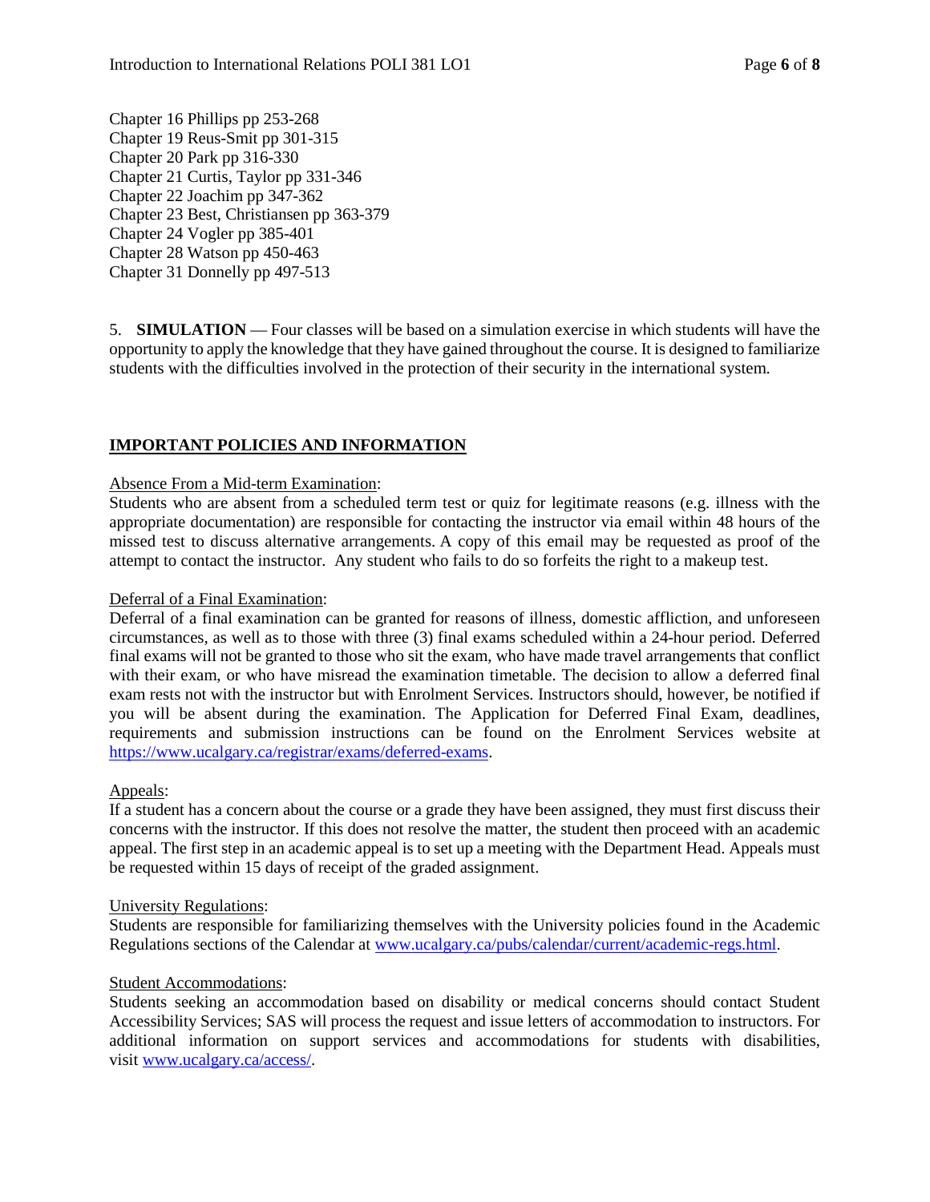Chapter 16 Phillips pp 253-268
Chapter 19 Reus-Smit pp 301-315
Chapter 20 Park pp 316-330
Chapter 21 Curtis, Taylor pp 331-346
Chapter 22 Joachim pp 347-362
Chapter 23 Best, Christiansen pp 363-379
Chapter 24 Vogler pp 385-401
Chapter 28 Watson pp 450-463
Chapter 31 Donnelly pp 497-513

5. **SIMULATION** — Four classes will be based on a simulation exercise in which students will have the opportunity to apply the knowledge that they have gained throughout the course. It is designed to familiarize students with the difficulties involved in the protection of their security in the international system.

## IMPORTANT POLICIES AND INFORMATION

Absence From a Mid-term Examination:
Students who are absent from a scheduled term test or quiz for legitimate reasons (e.g. illness with the appropriate documentation) are responsible for contacting the instructor via email within 48 hours of the missed test to discuss alternative arrangements. A copy of this email may be requested as proof of the attempt to contact the instructor. Any student who fails to do so forfeits the right to a makeup test.

Deferral of a Final Examination:
Deferral of a final examination can be granted for reasons of illness, domestic affliction, and unforeseen circumstances, as well as to those with three (3) final exams scheduled within a 24-hour period. Deferred final exams will not be granted to those who sit the exam, who have made travel arrangements that conflict with their exam, or who have misread the examination timetable. The decision to allow a deferred final exam rests not with the instructor but with Enrolment Services. Instructors should, however, be notified if you will be absent during the examination. The Application for Deferred Final Exam, deadlines, requirements and submission instructions can be found on the Enrolment Services website at https://www.ucalgary.ca/registrar/exams/deferred-exams.

Appeals:
If a student has a concern about the course or a grade they have been assigned, they must first discuss their concerns with the instructor. If this does not resolve the matter, the student then proceed with an academic appeal. The first step in an academic appeal is to set up a meeting with the Department Head. Appeals must be requested within 15 days of receipt of the graded assignment.

University Regulations:
Students are responsible for familiarizing themselves with the University policies found in the Academic Regulations sections of the Calendar at www.ucalgary.ca/pubs/calendar/current/academic-regs.html.

Student Accommodations:
Students seeking an accommodation based on disability or medical concerns should contact Student Accessibility Services; SAS will process the request and issue letters of accommodation to instructors. For additional information on support services and accommodations for students with disabilities, visit www.ucalgary.ca/access/.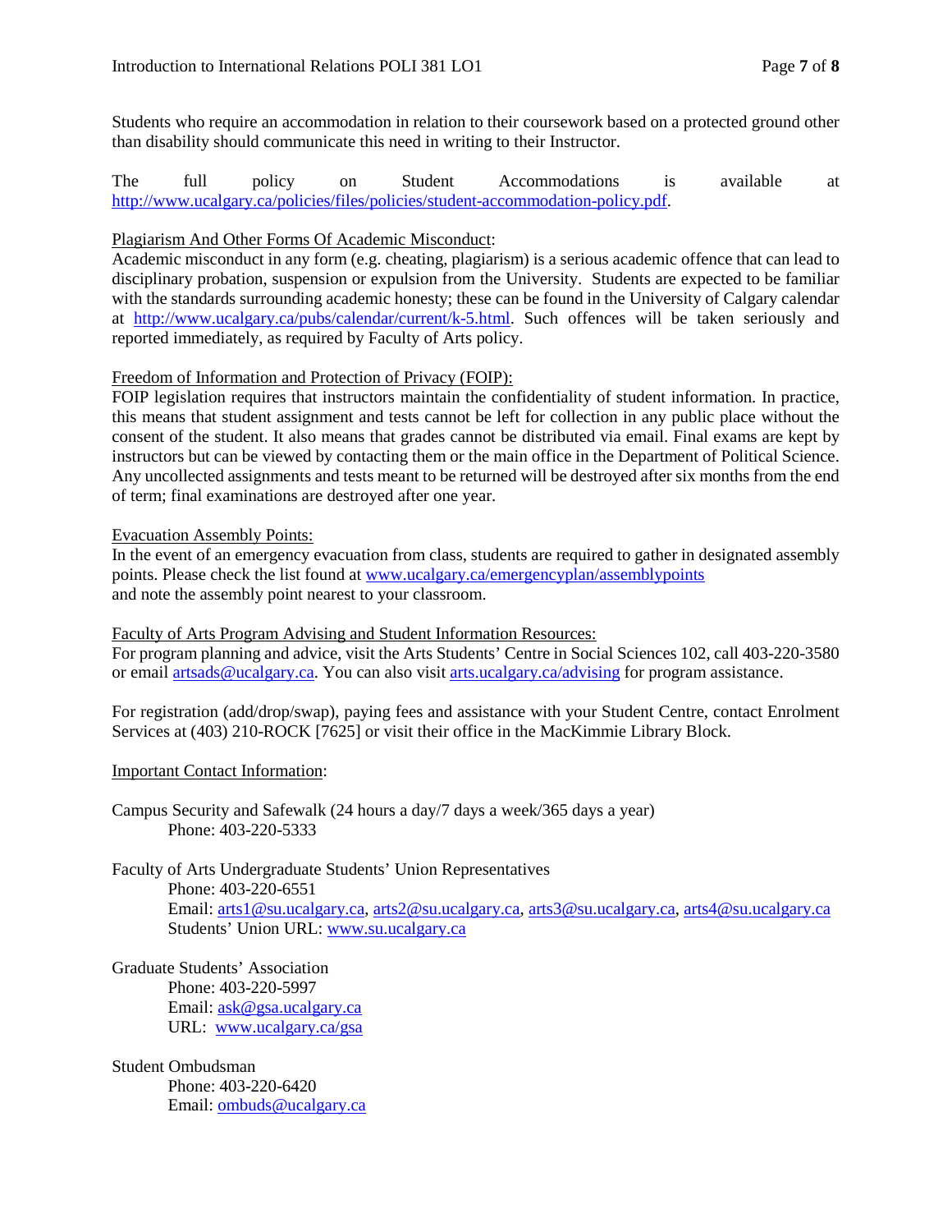Students who require an accommodation in relation to their coursework based on a protected ground other than disability should communicate this need in writing to their Instructor.

The full policy on Student Accommodations is available at http://www.ucalgary.ca/policies/files/policies/student-accommodation-policy.pdf.

Plagiarism And Other Forms Of Academic Misconduct:

Academic misconduct in any form (e.g. cheating, plagiarism) is a serious academic offence that can lead to disciplinary probation, suspension or expulsion from the University. Students are expected to be familiar with the standards surrounding academic honesty; these can be found in the University of Calgary calendar at http://www.ucalgary.ca/pubs/calendar/current/k-5.html. Such offences will be taken seriously and reported immediately, as required by Faculty of Arts policy.

Freedom of Information and Protection of Privacy (FOIP):

FOIP legislation requires that instructors maintain the confidentiality of student information. In practice, this means that student assignment and tests cannot be left for collection in any public place without the consent of the student. It also means that grades cannot be distributed via email. Final exams are kept by instructors but can be viewed by contacting them or the main office in the Department of Political Science. Any uncollected assignments and tests meant to be returned will be destroyed after six months from the end of term; final examinations are destroyed after one year.

Evacuation Assembly Points:

In the event of an emergency evacuation from class, students are required to gather in designated assembly points. Please check the list found at www.ucalgary.ca/emergencyplan/assemblypoints and note the assembly point nearest to your classroom.

Faculty of Arts Program Advising and Student Information Resources:

For program planning and advice, visit the Arts Students' Centre in Social Sciences 102, call 403-220-3580 or email artsads@ucalgary.ca. You can also visit arts.ucalgary.ca/advising for program assistance.

For registration (add/drop/swap), paying fees and assistance with your Student Centre, contact Enrolment Services at (403) 210-ROCK [7625] or visit their office in the MacKimmie Library Block.

Important Contact Information:

Campus Security and Safewalk (24 hours a day/7 days a week/365 days a year)
Phone: 403-220-5333

Faculty of Arts Undergraduate Students' Union Representatives
Phone: 403-220-6551
Email: arts1@su.ucalgary.ca, arts2@su.ucalgary.ca, arts3@su.ucalgary.ca, arts4@su.ucalgary.ca
Students' Union URL: www.su.ucalgary.ca

Graduate Students' Association
Phone: 403-220-5997
Email: ask@gsa.ucalgary.ca
URL: www.ucalgary.ca/gsa

Student Ombudsman
Phone: 403-220-6420
Email: ombuds@ucalgary.ca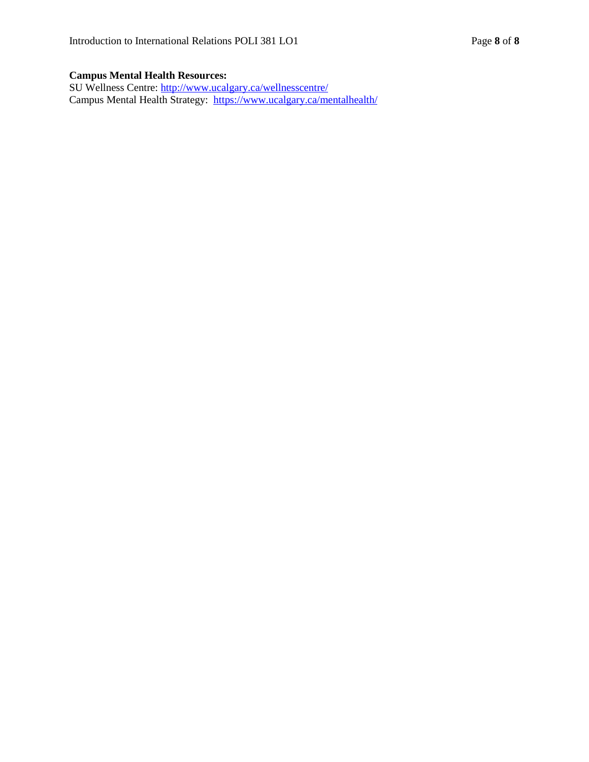**Campus Mental Health Resources:**
SU Wellness Centre: http://www.ucalgary.ca/wellnesscentre/
Campus Mental Health Strategy: https://www.ucalgary.ca/mentalhealth/